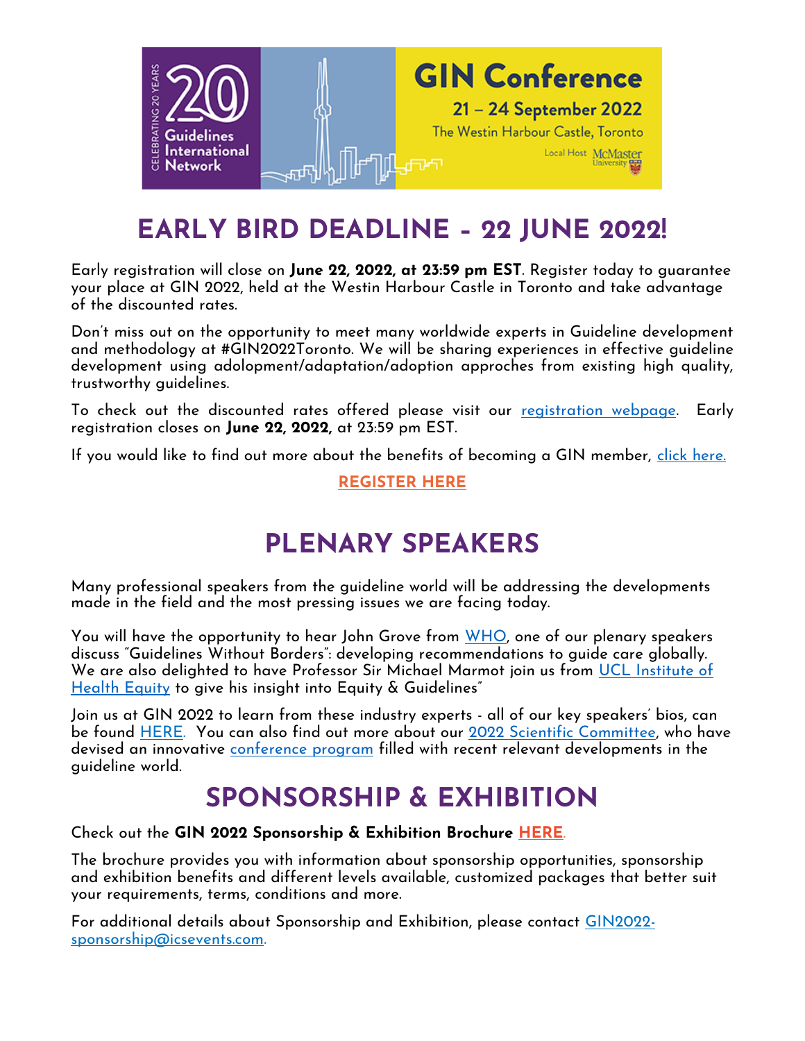CELEBRATING 20 YEARS

20 Guidelines International Network

GIN Conference

21 – 24 September 2022

The Westin Harbour Castle, Toronto

Local Host McMaster University

# EARLY BIRD DEADLINE - 22 JUNE 2022!

Early registration will close on **June 22, 2022, at 23:59 pm EST**. Register today to guarantee your place at GIN 2022, held at the Westin Harbour Castle in Toronto and take advantage of the discounted rates.

Don't miss out on the opportunity to meet many worldwide experts in Guideline development and methodology at #GIN2022Toronto. We will be sharing experiences in effective guideline development using adolopment/adaptation/adoption approches from existing high quality, trustworthy guidelines.

To check out the discounted rates offered please visit our registration webpage. Early registration closes on **June 22, 2022,** at 23:59 pm EST.

If you would like to find out more about the benefits of becoming a GIN member, click here.

**REGISTER HERE**

# PLENARY SPEAKERS

Many professional speakers from the guideline world will be addressing the developments made in the field and the most pressing issues we are facing today.

You will have the opportunity to hear John Grove from WHO, one of our plenary speakers discuss "Guidelines Without Borders": developing recommendations to guide care globally. We are also delighted to have Professor Sir Michael Marmot join us from UCL Institute of Health Equity to give his insight into Equity & Guidelines"

Join us at GIN 2022 to learn from these industry experts - all of our key speakers' bios, can be found HERE. You can also find out more about our 2022 Scientific Committee, who have devised an innovative conference program filled with recent relevant developments in the guideline world.

# SPONSORSHIP & EXHIBITION

Check out the **GIN 2022 Sponsorship & Exhibition Brochure** **HERE**.

The brochure provides you with information about sponsorship opportunities, sponsorship and exhibition benefits and different levels available, customized packages that better suit your requirements, terms, conditions and more.

For additional details about Sponsorship and Exhibition, please contact GIN2022-sponsorship@icsevents.com.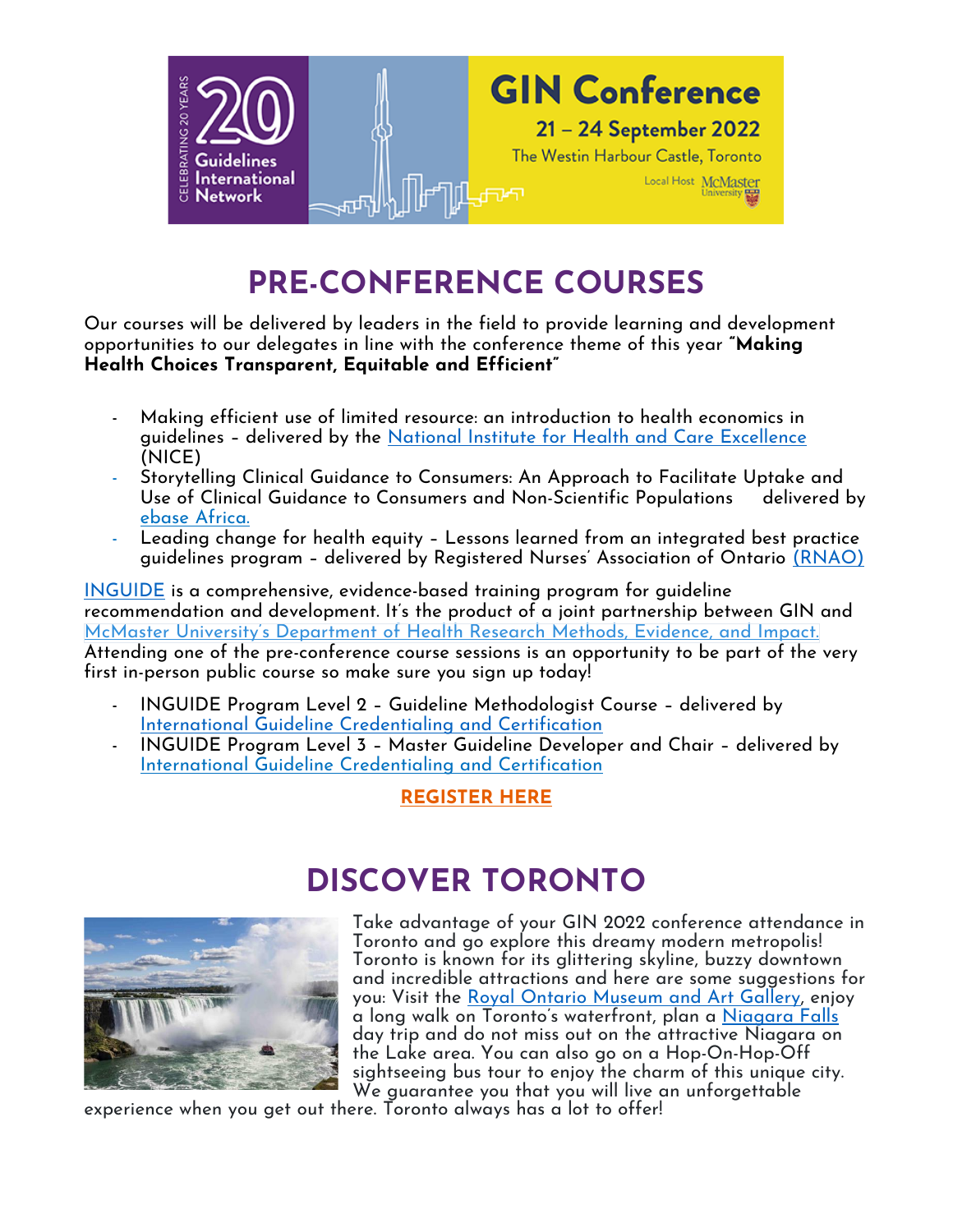# PRE-CONFERENCE COURSES

Our courses will be delivered by leaders in the field to provide learning and development opportunities to our delegates in line with the conference theme of this year **"Making Health Choices Transparent, Equitable and Efficient"**

- Making efficient use of limited resource: an introduction to health economics in guidelines – delivered by the National Institute for Health and Care Excellence (NICE)
- Storytelling Clinical Guidance to Consumers: An Approach to Facilitate Uptake and Use of Clinical Guidance to Consumers and Non-Scientific Populations delivered by ebase Africa.
- Leading change for health equity – Lessons learned from an integrated best practice guidelines program – delivered by Registered Nurses' Association of Ontario (RNAO)

INGUIDE is a comprehensive, evidence-based training program for guideline recommendation and development. It's the product of a joint partnership between GIN and McMaster University's Department of Health Research Methods, Evidence, and Impact. Attending one of the pre-conference course sessions is an opportunity to be part of the very first in-person public course so make sure you sign up today!

- INGUIDE Program Level 2 – Guideline Methodologist Course – delivered by International Guideline Credentialing and Certification
- INGUIDE Program Level 3 – Master Guideline Developer and Chair – delivered by International Guideline Credentialing and Certification

**REGISTER HERE**

# DISCOVER TORONTO

Take advantage of your GIN 2022 conference attendance in Toronto and go explore this dreamy modern metropolis! Toronto is known for its glittering skyline, buzzy downtown and incredible attractions and here are some suggestions for you: Visit the Royal Ontario Museum and Art Gallery, enjoy a long walk on Toronto's waterfront, plan a Niagara Falls day trip and do not miss out on the attractive Niagara on the Lake area. You can also go on a Hop-On-Hop-Off sightseeing bus tour to enjoy the charm of this unique city. We guarantee you that you will live an unforgettable experience when you get out there. Toronto always has a lot to offer!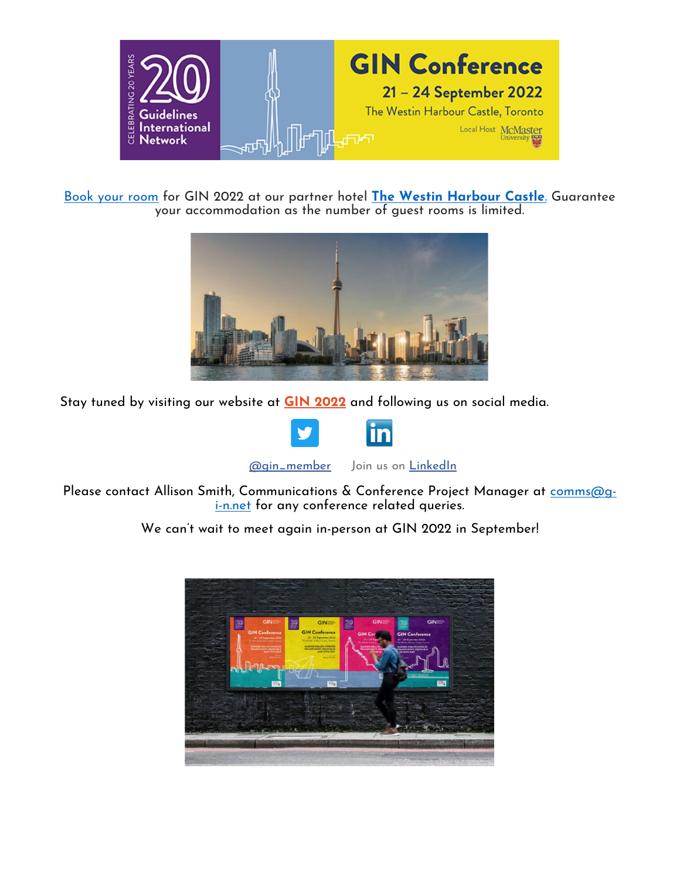Book your room for GIN 2022 at our partner hotel **The Westin Harbour Castle**. Guarantee your accommodation as the number of guest rooms is limited.

Stay tuned by visiting our website at **GIN 2022** and following us on social media.

@gin_member Join us on LinkedIn

Please contact Allison Smith, Communications & Conference Project Manager at comms@g-i-n.net for any conference related queries.

We can't wait to meet again in-person at GIN 2022 in September!